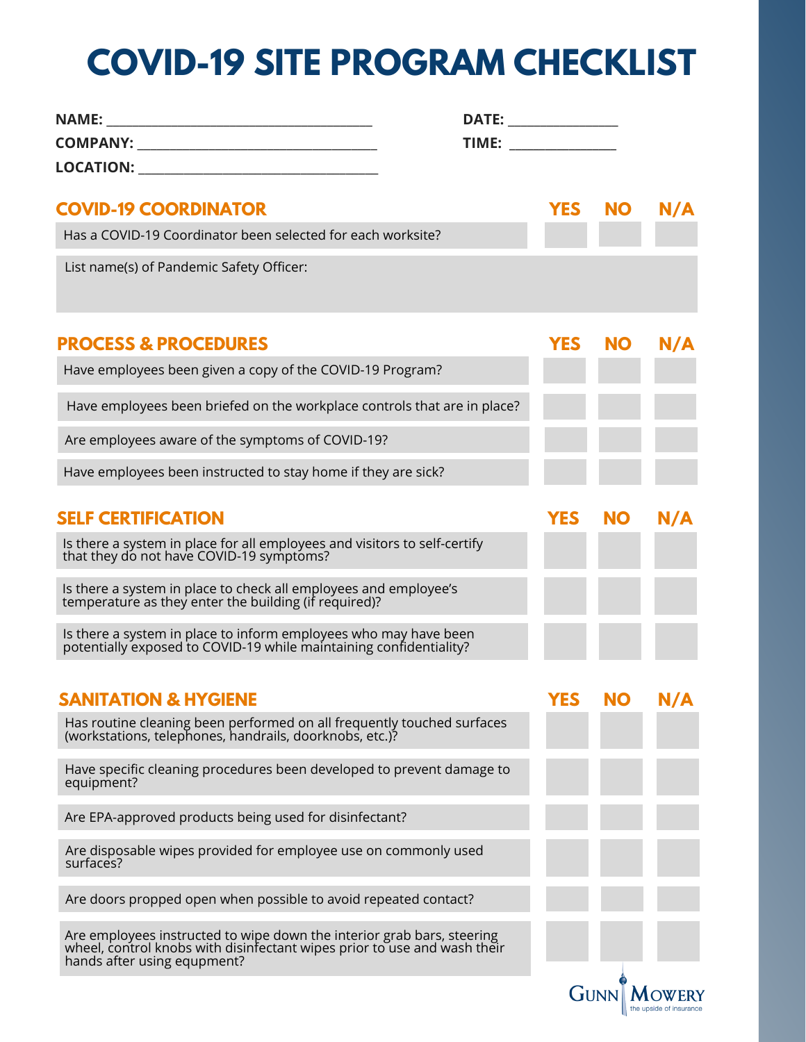# COVID-19 SITE PROGRAM CHECKLIST

**NAME:** ______________________________ **DATE:** ______________

**COMPANY:** ______________________________ **TIME:** ______________

**LOCATION:** ______________________________

| COVID-19 COORDINATOR | YES | NO | N/A |
|---|---|---|---|
| Has a COVID-19 Coordinator been selected for each worksite? | | | |
| List name(s) of Pandemic Safety Officer: | | | |

| PROCESS & PROCEDURES | YES | NO | N/A |
|---|---|---|---|
| Have employees been given a copy of the COVID-19 Program? | | | |
| Have employees been briefed on the workplace controls that are in place? | | | |
| Are employees aware of the symptoms of COVID-19? | | | |
| Have employees been instructed to stay home if they are sick? | | | |

| SELF CERTIFICATION | YES | NO | N/A |
|---|---|---|---|
| Is there a system in place for all employees and visitors to self-certify that they do not have COVID-19 symptoms? | | | |
| Is there a system in place to check all employees and employee's temperature as they enter the building (if required)? | | | |
| Is there a system in place to inform employees who may have been potentially exposed to COVID-19 while maintaining confidentiality? | | | |

| SANITATION & HYGIENE | YES | NO | N/A |
|---|---|---|---|
| Has routine cleaning been performed on all frequently touched surfaces (workstations, telephones, handrails, doorknobs, etc.)? | | | |
| Have specific cleaning procedures been developed to prevent damage to equipment? | | | |
| Are EPA-approved products being used for disinfectant? | | | |
| Are disposable wipes provided for employee use on commonly used surfaces? | | | |
| Are doors propped open when possible to avoid repeated contact? | | | |
| Are employees instructed to wipe down the interior grab bars, steering wheel, control knobs with disinfectant wipes prior to use and wash their hands after using equpment? | | | |

GUNN MOWERY the upside of insurance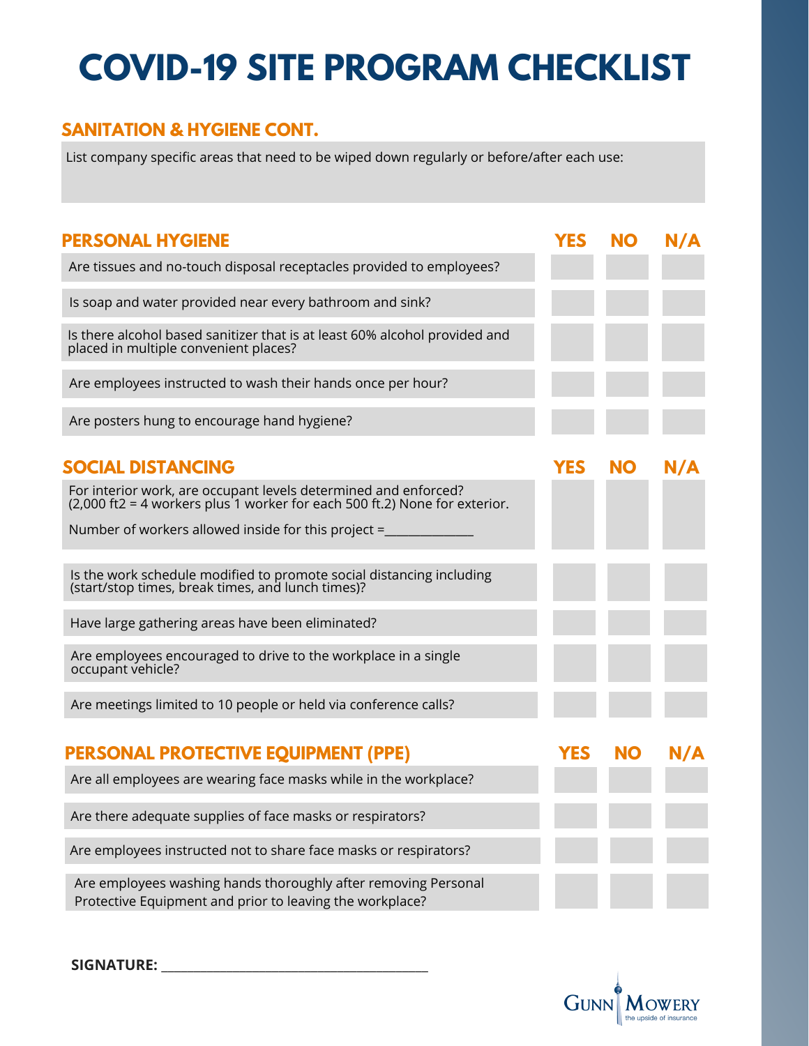# COVID-19 SITE PROGRAM CHECKLIST

## SANITATION & HYGIENE CONT.

List company specific areas that need to be wiped down regularly or before/after each use:

| PERSONAL HYGIENE | YES | NO | N/A |
|---|---|---|---|
| Are tissues and no-touch disposal receptacles provided to employees? | | | |
| Is soap and water provided near every bathroom and sink? | | | |
| Is there alcohol based sanitizer that is at least 60% alcohol provided and placed in multiple convenient places? | | | |
| Are employees instructed to wash their hands once per hour? | | | |
| Are posters hung to encourage hand hygiene? | | | |

| SOCIAL DISTANCING | YES | NO | N/A |
|---|---|---|---|
| For interior work, are occupant levels determined and enforced? (2,000 ft2 = 4 workers plus 1 worker for each 500 ft.2) None for exterior. Number of workers allowed inside for this project =______________ | | | |
| Is the work schedule modified to promote social distancing including (start/stop times, break times, and lunch times)? | | | |
| Have large gathering areas have been eliminated? | | | |
| Are employees encouraged to drive to the workplace in a single occupant vehicle? | | | |
| Are meetings limited to 10 people or held via conference calls? | | | |

| PERSONAL PROTECTIVE EQUIPMENT (PPE) | YES | NO | N/A |
|---|---|---|---|
| Are all employees are wearing face masks while in the workplace? | | | |
| Are there adequate supplies of face masks or respirators? | | | |
| Are employees instructed not to share face masks or respirators? | | | |
| Are employees washing hands thoroughly after removing Personal Protective Equipment and prior to leaving the workplace? | | | |

**SIGNATURE:** ________________________________________

GUNN MOWERY
the upside of insurance